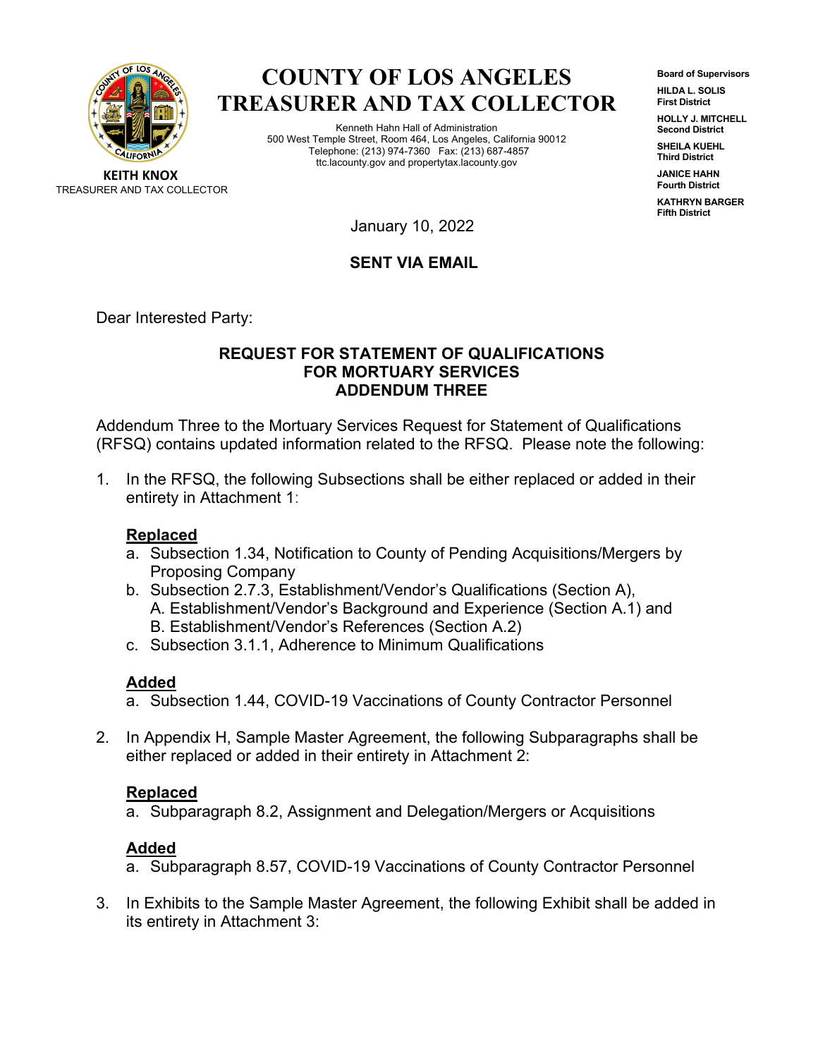# COUNTY OF LOS ANGELES TREASURER AND TAX COLLECTOR

Kenneth Hahn Hall of Administration
500 West Temple Street, Room 464, Los Angeles, California 90012
Telephone: (213) 974-7360 Fax: (213) 687-4857
ttc.lacounty.gov and propertytax.lacounty.gov

**KEITH KNOX**
TREASURER AND TAX COLLECTOR

**Board of Supervisors**

**HILDA L. SOLIS**
**First District**

**HOLLY J. MITCHELL**
**Second District**

**SHEILA KUEHL**
**Third District**

**JANICE HAHN**
**Fourth District**

**KATHRYN BARGER**
**Fifth District**

January 10, 2022

**SENT VIA EMAIL**

Dear Interested Party:

**REQUEST FOR STATEMENT OF QUALIFICATIONS**
**FOR MORTUARY SERVICES**
**ADDENDUM THREE**

Addendum Three to the Mortuary Services Request for Statement of Qualifications (RFSQ) contains updated information related to the RFSQ. Please note the following:

1. In the RFSQ, the following Subsections shall be either replaced or added in their entirety in Attachment 1:

   **Replaced**
   a. Subsection 1.34, Notification to County of Pending Acquisitions/Mergers by Proposing Company
   b. Subsection 2.7.3, Establishment/Vendor's Qualifications (Section A),
      A. Establishment/Vendor's Background and Experience (Section A.1) and
      B. Establishment/Vendor's References (Section A.2)
   c. Subsection 3.1.1, Adherence to Minimum Qualifications

   **Added**
   a. Subsection 1.44, COVID-19 Vaccinations of County Contractor Personnel

2. In Appendix H, Sample Master Agreement, the following Subparagraphs shall be either replaced or added in their entirety in Attachment 2:

   **Replaced**
   a. Subparagraph 8.2, Assignment and Delegation/Mergers or Acquisitions

   **Added**
   a. Subparagraph 8.57, COVID-19 Vaccinations of County Contractor Personnel

3. In Exhibits to the Sample Master Agreement, the following Exhibit shall be added in its entirety in Attachment 3: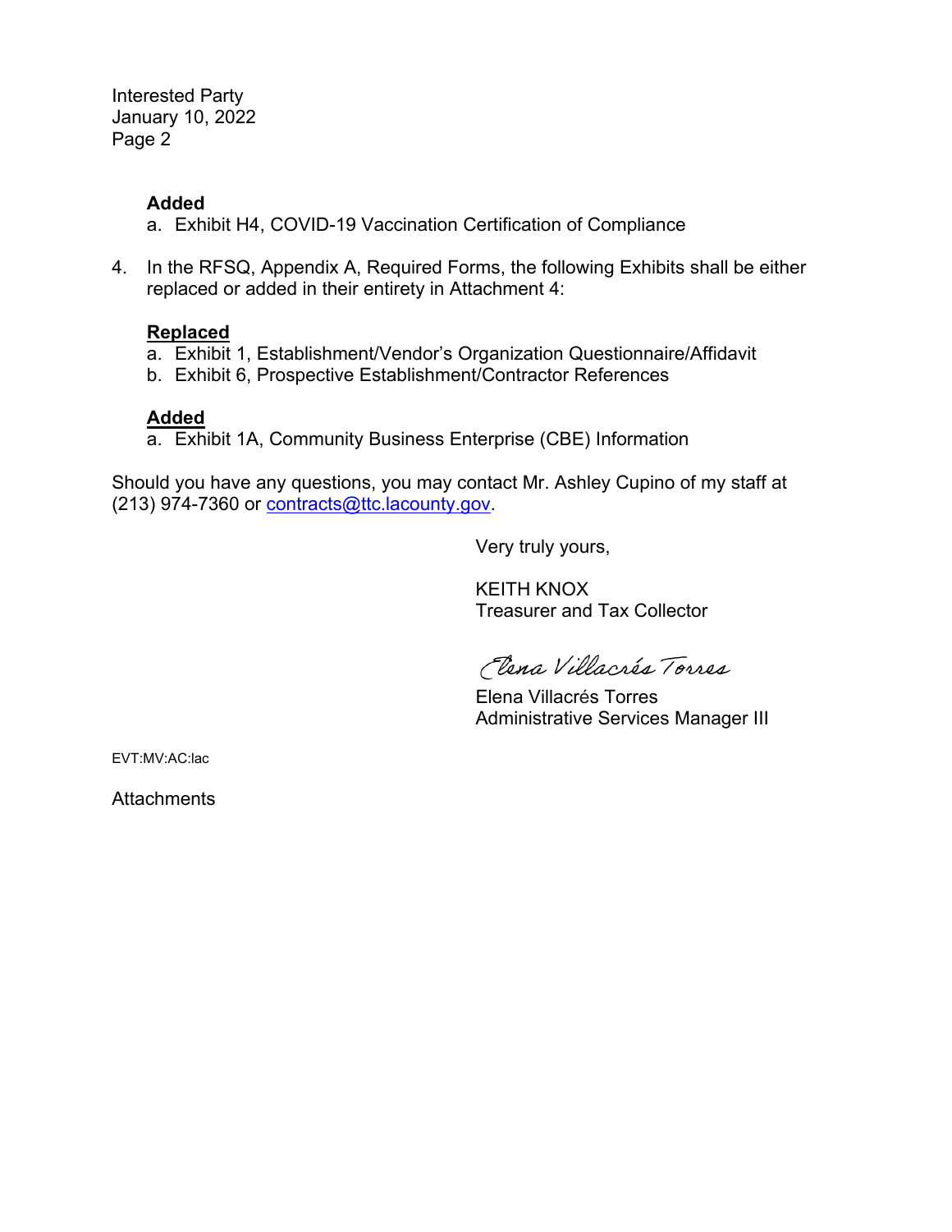Interested Party
January 10, 2022

**Added**

a. Exhibit H4, COVID-19 Vaccination Certification of Compliance

4. In the RFSQ, Appendix A, Required Forms, the following Exhibits shall be either replaced or added in their entirety in Attachment 4:

**Replaced**

a. Exhibit 1, Establishment/Vendor's Organization Questionnaire/Affidavit
b. Exhibit 6, Prospective Establishment/Contractor References

**Added**

a. Exhibit 1A, Community Business Enterprise (CBE) Information

Should you have any questions, you may contact Mr. Ashley Cupino of my staff at (213) 974-7360 or contracts@ttc.lacounty.gov.

Very truly yours,

KEITH KNOX
Treasurer and Tax Collector

*Elena Villacrés Torres*

Elena Villacrés Torres
Administrative Services Manager III

EVT:MV:AC:lac

Attachments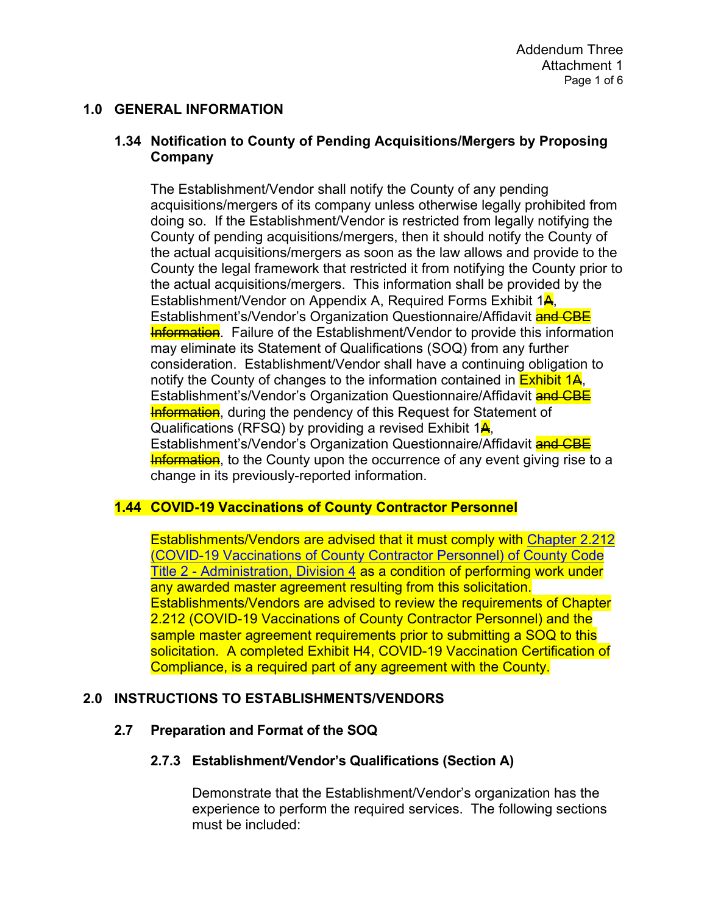## 1.0 GENERAL INFORMATION

### 1.34 Notification to County of Pending Acquisitions/Mergers by Proposing Company

The Establishment/Vendor shall notify the County of any pending acquisitions/mergers of its company unless otherwise legally prohibited from doing so. If the Establishment/Vendor is restricted from legally notifying the County of pending acquisitions/mergers, then it should notify the County of the actual acquisitions/mergers as soon as the law allows and provide to the County the legal framework that restricted it from notifying the County prior to the actual acquisitions/mergers. This information shall be provided by the Establishment/Vendor on Appendix A, Required Forms Exhibit 1~~A~~, Establishment's/Vendor's Organization Questionnaire/Affidavit ~~and CBE Information~~. Failure of the Establishment/Vendor to provide this information may eliminate its Statement of Qualifications (SOQ) from any further consideration. Establishment/Vendor shall have a continuing obligation to notify the County of changes to the information contained in Exhibit 1~~A~~, Establishment's/Vendor's Organization Questionnaire/Affidavit ~~and CBE Information~~, during the pendency of this Request for Statement of Qualifications (RFSQ) by providing a revised Exhibit 1~~A~~, Establishment's/Vendor's Organization Questionnaire/Affidavit ~~and CBE Information~~, to the County upon the occurrence of any event giving rise to a change in its previously-reported information.

### 1.44 COVID-19 Vaccinations of County Contractor Personnel

Establishments/Vendors are advised that it must comply with Chapter 2.212 (COVID-19 Vaccinations of County Contractor Personnel) of County Code Title 2 - Administration, Division 4 as a condition of performing work under any awarded master agreement resulting from this solicitation. Establishments/Vendors are advised to review the requirements of Chapter 2.212 (COVID-19 Vaccinations of County Contractor Personnel) and the sample master agreement requirements prior to submitting a SOQ to this solicitation. A completed Exhibit H4, COVID-19 Vaccination Certification of Compliance, is a required part of any agreement with the County.

## 2.0 INSTRUCTIONS TO ESTABLISHMENTS/VENDORS

### 2.7 Preparation and Format of the SOQ

#### 2.7.3 Establishment/Vendor's Qualifications (Section A)

Demonstrate that the Establishment/Vendor's organization has the experience to perform the required services. The following sections must be included: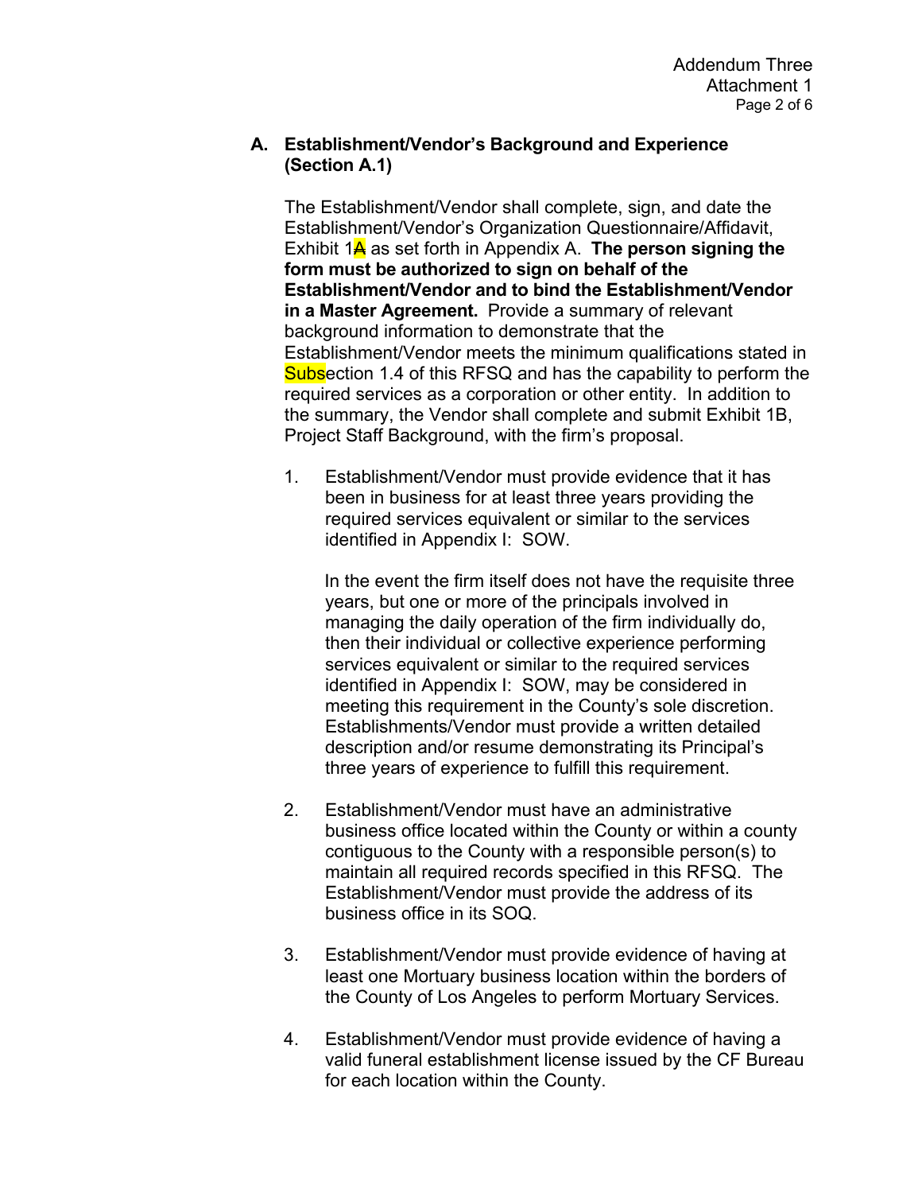## A. Establishment/Vendor's Background and Experience (Section A.1)

The Establishment/Vendor shall complete, sign, and date the Establishment/Vendor's Organization Questionnaire/Affidavit, Exhibit 1~~A~~ as set forth in Appendix A. **The person signing the form must be authorized to sign on behalf of the Establishment/Vendor and to bind the Establishment/Vendor in a Master Agreement.** Provide a summary of relevant background information to demonstrate that the Establishment/Vendor meets the minimum qualifications stated in Subsection 1.4 of this RFSQ and has the capability to perform the required services as a corporation or other entity. In addition to the summary, the Vendor shall complete and submit Exhibit 1B, Project Staff Background, with the firm's proposal.

1. Establishment/Vendor must provide evidence that it has been in business for at least three years providing the required services equivalent or similar to the services identified in Appendix I: SOW.

   In the event the firm itself does not have the requisite three years, but one or more of the principals involved in managing the daily operation of the firm individually do, then their individual or collective experience performing services equivalent or similar to the required services identified in Appendix I: SOW, may be considered in meeting this requirement in the County's sole discretion. Establishments/Vendor must provide a written detailed description and/or resume demonstrating its Principal's three years of experience to fulfill this requirement.

2. Establishment/Vendor must have an administrative business office located within the County or within a county contiguous to the County with a responsible person(s) to maintain all required records specified in this RFSQ. The Establishment/Vendor must provide the address of its business office in its SOQ.

3. Establishment/Vendor must provide evidence of having at least one Mortuary business location within the borders of the County of Los Angeles to perform Mortuary Services.

4. Establishment/Vendor must provide evidence of having a valid funeral establishment license issued by the CF Bureau for each location within the County.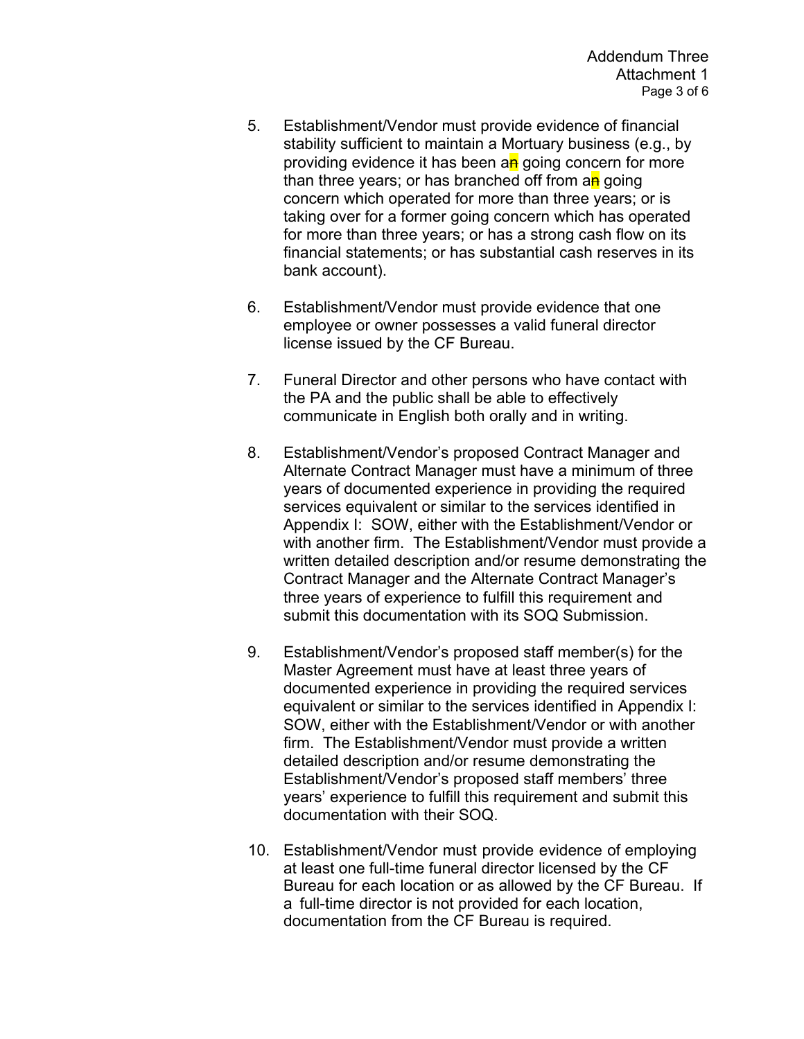5. Establishment/Vendor must provide evidence of financial stability sufficient to maintain a Mortuary business (e.g., by providing evidence it has been a~~n~~ going concern for more than three years; or has branched off from a~~n~~ going concern which operated for more than three years; or is taking over for a former going concern which has operated for more than three years; or has a strong cash flow on its financial statements; or has substantial cash reserves in its bank account).

6. Establishment/Vendor must provide evidence that one employee or owner possesses a valid funeral director license issued by the CF Bureau.

7. Funeral Director and other persons who have contact with the PA and the public shall be able to effectively communicate in English both orally and in writing.

8. Establishment/Vendor's proposed Contract Manager and Alternate Contract Manager must have a minimum of three years of documented experience in providing the required services equivalent or similar to the services identified in Appendix I: SOW, either with the Establishment/Vendor or with another firm. The Establishment/Vendor must provide a written detailed description and/or resume demonstrating the Contract Manager and the Alternate Contract Manager's three years of experience to fulfill this requirement and submit this documentation with its SOQ Submission.

9. Establishment/Vendor's proposed staff member(s) for the Master Agreement must have at least three years of documented experience in providing the required services equivalent or similar to the services identified in Appendix I: SOW, either with the Establishment/Vendor or with another firm. The Establishment/Vendor must provide a written detailed description and/or resume demonstrating the Establishment/Vendor's proposed staff members' three years' experience to fulfill this requirement and submit this documentation with their SOQ.

10. Establishment/Vendor must provide evidence of employing at least one full-time funeral director licensed by the CF Bureau for each location or as allowed by the CF Bureau. If a full-time director is not provided for each location, documentation from the CF Bureau is required.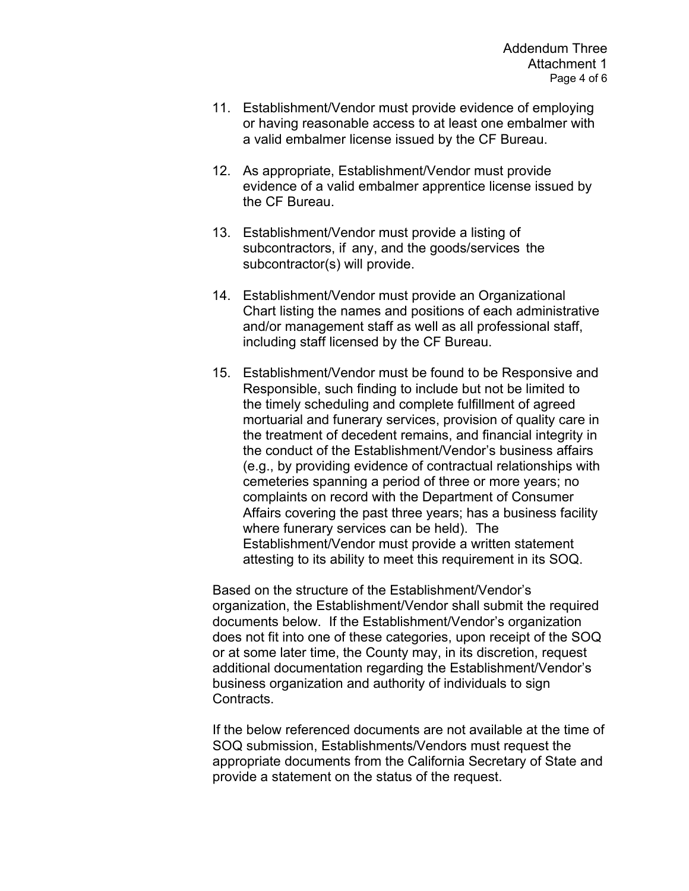11. Establishment/Vendor must provide evidence of employing or having reasonable access to at least one embalmer with a valid embalmer license issued by the CF Bureau.

12. As appropriate, Establishment/Vendor must provide evidence of a valid embalmer apprentice license issued by the CF Bureau.

13. Establishment/Vendor must provide a listing of subcontractors, if any, and the goods/services the subcontractor(s) will provide.

14. Establishment/Vendor must provide an Organizational Chart listing the names and positions of each administrative and/or management staff as well as all professional staff, including staff licensed by the CF Bureau.

15. Establishment/Vendor must be found to be Responsive and Responsible, such finding to include but not be limited to the timely scheduling and complete fulfillment of agreed mortuarial and funerary services, provision of quality care in the treatment of decedent remains, and financial integrity in the conduct of the Establishment/Vendor's business affairs (e.g., by providing evidence of contractual relationships with cemeteries spanning a period of three or more years; no complaints on record with the Department of Consumer Affairs covering the past three years; has a business facility where funerary services can be held). The Establishment/Vendor must provide a written statement attesting to its ability to meet this requirement in its SOQ.

Based on the structure of the Establishment/Vendor's organization, the Establishment/Vendor shall submit the required documents below. If the Establishment/Vendor's organization does not fit into one of these categories, upon receipt of the SOQ or at some later time, the County may, in its discretion, request additional documentation regarding the Establishment/Vendor's business organization and authority of individuals to sign Contracts.

If the below referenced documents are not available at the time of SOQ submission, Establishments/Vendors must request the appropriate documents from the California Secretary of State and provide a statement on the status of the request.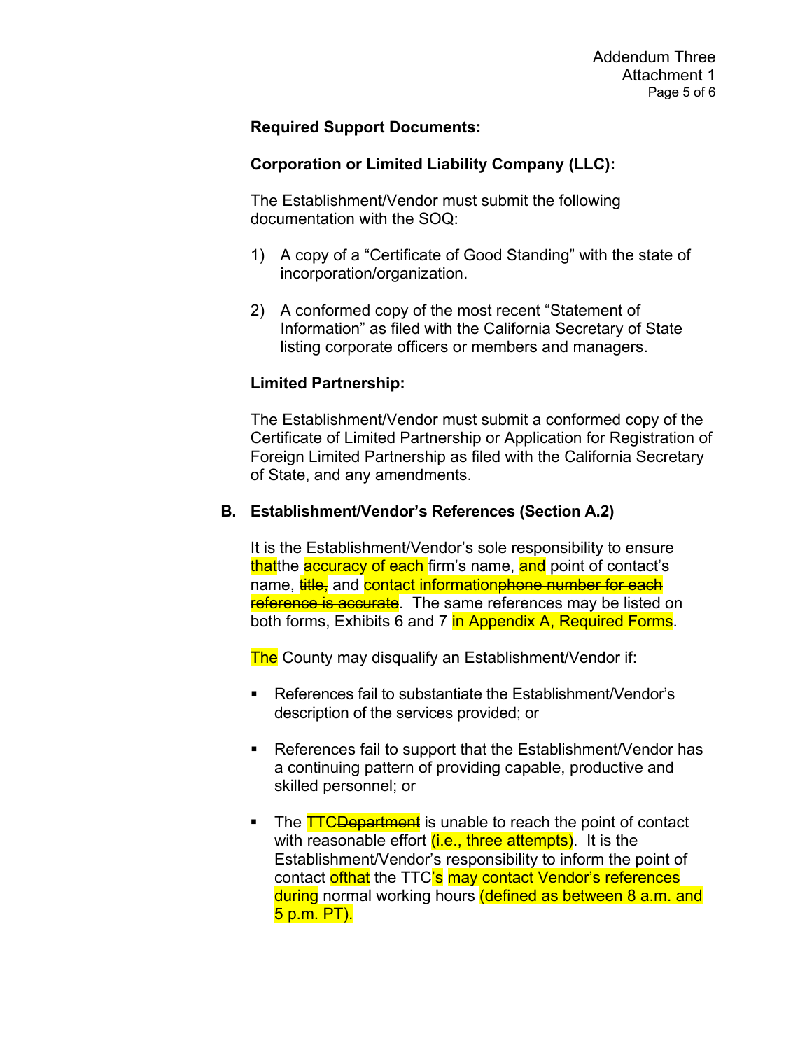**Required Support Documents:**

**Corporation or Limited Liability Company (LLC):**

The Establishment/Vendor must submit the following documentation with the SOQ:

1) A copy of a "Certificate of Good Standing" with the state of incorporation/organization.

2) A conformed copy of the most recent "Statement of Information" as filed with the California Secretary of State listing corporate officers or members and managers.

**Limited Partnership:**

The Establishment/Vendor must submit a conformed copy of the Certificate of Limited Partnership or Application for Registration of Foreign Limited Partnership as filed with the California Secretary of State, and any amendments.

**B. Establishment/Vendor's References (Section A.2)**

It is the Establishment/Vendor's sole responsibility to ensure ~~that~~the accuracy of each firm's name, ~~and~~ point of contact's name, ~~title,~~ and contact information~~phone number for each reference is accurate~~. The same references may be listed on both forms, Exhibits 6 and 7 in Appendix A, Required Forms.

The County may disqualify an Establishment/Vendor if:

- References fail to substantiate the Establishment/Vendor's description of the services provided; or

- References fail to support that the Establishment/Vendor has a continuing pattern of providing capable, productive and skilled personnel; or

- The TTC~~Department~~ is unable to reach the point of contact with reasonable effort (i.e., three attempts). It is the Establishment/Vendor's responsibility to inform the point of contact ~~of~~that the TTC~~'s~~ may contact Vendor's references during normal working hours (defined as between 8 a.m. and 5 p.m. PT).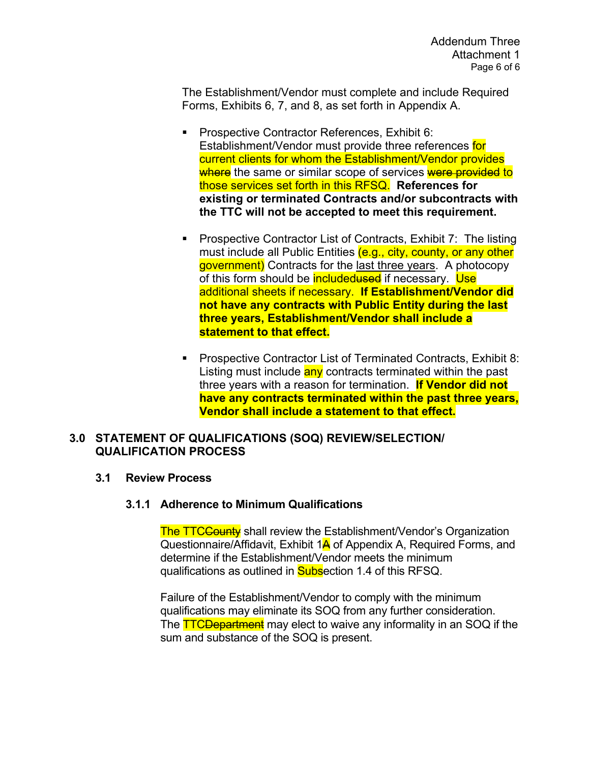The Establishment/Vendor must complete and include Required Forms, Exhibits 6, 7, and 8, as set forth in Appendix A.

- Prospective Contractor References, Exhibit 6: Establishment/Vendor must provide three references for current clients for whom the Establishment/Vendor provides ~~where~~ the same or similar scope of services ~~were provided~~ to those services set forth in this RFSQ. **References for existing or terminated Contracts and/or subcontracts with the TTC will not be accepted to meet this requirement.**

- Prospective Contractor List of Contracts, Exhibit 7: The listing must include all Public Entities (e.g., city, county, or any other government) Contracts for the <u>last three years</u>. A photocopy of this form should be included~~used~~ if necessary. Use additional sheets if necessary. **If Establishment/Vendor did not have any contracts with Public Entity during the last three years, Establishment/Vendor shall include a statement to that effect.**

- Prospective Contractor List of Terminated Contracts, Exhibit 8: Listing must include any contracts terminated within the past three years with a reason for termination. **If Vendor did not have any contracts terminated within the past three years, Vendor shall include a statement to that effect.**

## 3.0 STATEMENT OF QUALIFICATIONS (SOQ) REVIEW/SELECTION/ QUALIFICATION PROCESS

### 3.1 Review Process

#### 3.1.1 Adherence to Minimum Qualifications

The TTC~~County~~ shall review the Establishment/Vendor's Organization Questionnaire/Affidavit, Exhibit 1~~A~~ of Appendix A, Required Forms, and determine if the Establishment/Vendor meets the minimum qualifications as outlined in Subsection 1.4 of this RFSQ.

Failure of the Establishment/Vendor to comply with the minimum qualifications may eliminate its SOQ from any further consideration. The TTC~~Department~~ may elect to waive any informality in an SOQ if the sum and substance of the SOQ is present.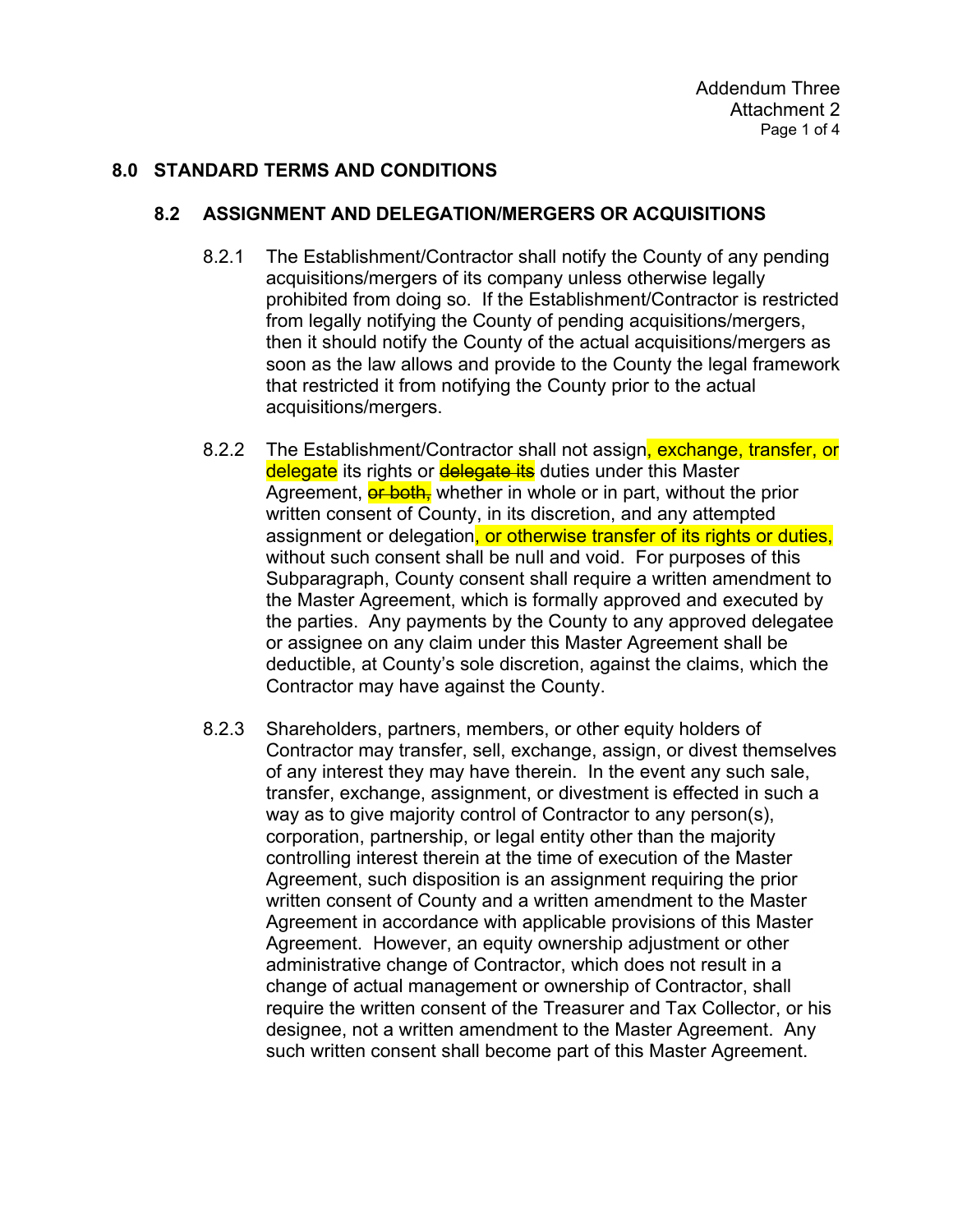## 8.0 STANDARD TERMS AND CONDITIONS

### 8.2 ASSIGNMENT AND DELEGATION/MERGERS OR ACQUISITIONS

8.2.1 The Establishment/Contractor shall notify the County of any pending acquisitions/mergers of its company unless otherwise legally prohibited from doing so. If the Establishment/Contractor is restricted from legally notifying the County of pending acquisitions/mergers, then it should notify the County of the actual acquisitions/mergers as soon as the law allows and provide to the County the legal framework that restricted it from notifying the County prior to the actual acquisitions/mergers.

8.2.2 The Establishment/Contractor shall not assign, exchange, transfer, or delegate its rights or ~~delegate its~~ duties under this Master Agreement, ~~or both,~~ whether in whole or in part, without the prior written consent of County, in its discretion, and any attempted assignment or delegation, or otherwise transfer of its rights or duties, without such consent shall be null and void. For purposes of this Subparagraph, County consent shall require a written amendment to the Master Agreement, which is formally approved and executed by the parties. Any payments by the County to any approved delegatee or assignee on any claim under this Master Agreement shall be deductible, at County's sole discretion, against the claims, which the Contractor may have against the County.

8.2.3 Shareholders, partners, members, or other equity holders of Contractor may transfer, sell, exchange, assign, or divest themselves of any interest they may have therein. In the event any such sale, transfer, exchange, assignment, or divestment is effected in such a way as to give majority control of Contractor to any person(s), corporation, partnership, or legal entity other than the majority controlling interest therein at the time of execution of the Master Agreement, such disposition is an assignment requiring the prior written consent of County and a written amendment to the Master Agreement in accordance with applicable provisions of this Master Agreement. However, an equity ownership adjustment or other administrative change of Contractor, which does not result in a change of actual management or ownership of Contractor, shall require the written consent of the Treasurer and Tax Collector, or his designee, not a written amendment to the Master Agreement. Any such written consent shall become part of this Master Agreement.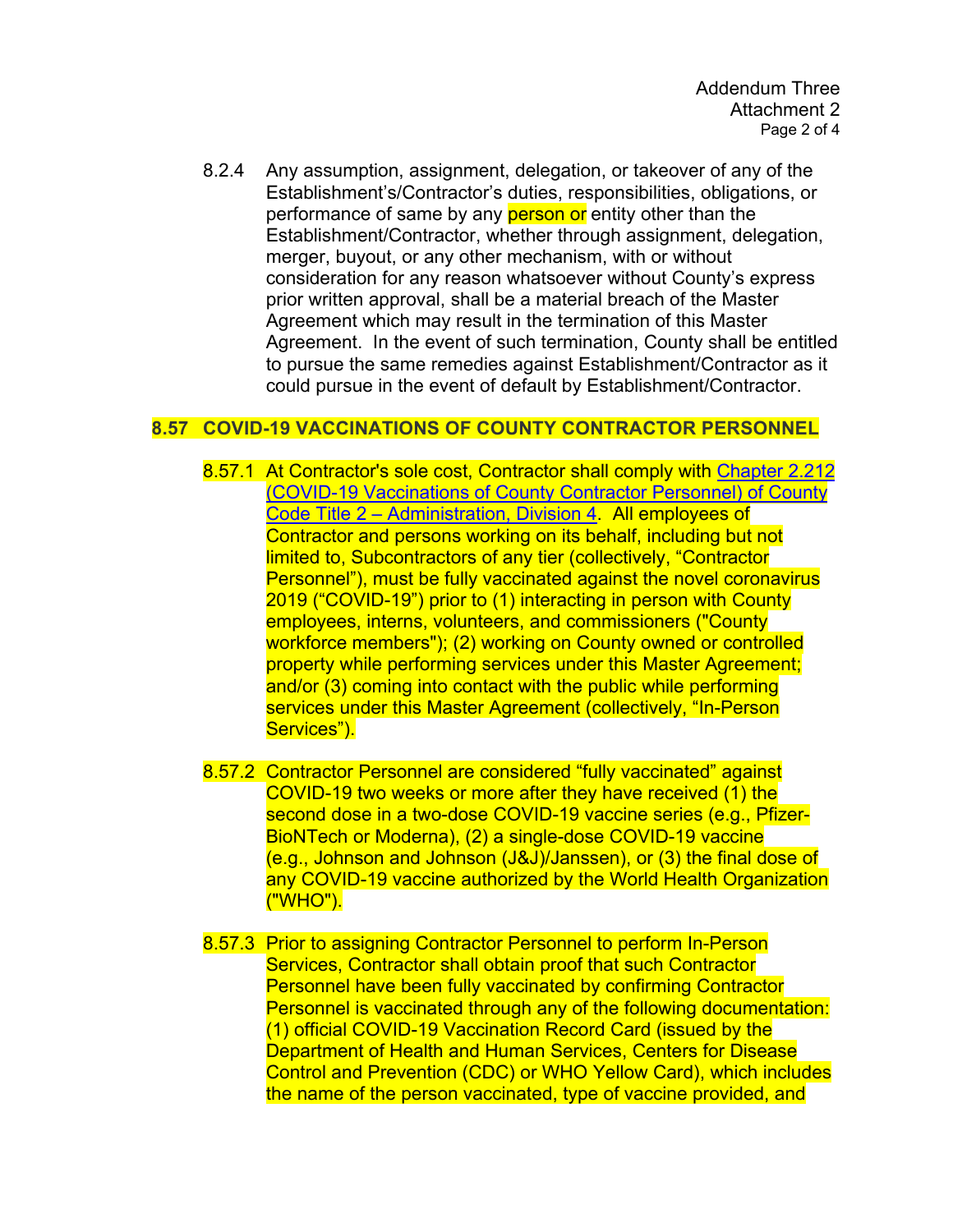8.2.4 Any assumption, assignment, delegation, or takeover of any of the Establishment's/Contractor's duties, responsibilities, obligations, or performance of same by any person or entity other than the Establishment/Contractor, whether through assignment, delegation, merger, buyout, or any other mechanism, with or without consideration for any reason whatsoever without County's express prior written approval, shall be a material breach of the Master Agreement which may result in the termination of this Master Agreement. In the event of such termination, County shall be entitled to pursue the same remedies against Establishment/Contractor as it could pursue in the event of default by Establishment/Contractor.

## 8.57 COVID-19 VACCINATIONS OF COUNTY CONTRACTOR PERSONNEL

8.57.1 At Contractor's sole cost, Contractor shall comply with Chapter 2.212 (COVID-19 Vaccinations of County Contractor Personnel) of County Code Title 2 – Administration, Division 4. All employees of Contractor and persons working on its behalf, including but not limited to, Subcontractors of any tier (collectively, "Contractor Personnel"), must be fully vaccinated against the novel coronavirus 2019 ("COVID-19") prior to (1) interacting in person with County employees, interns, volunteers, and commissioners ("County workforce members"); (2) working on County owned or controlled property while performing services under this Master Agreement; and/or (3) coming into contact with the public while performing services under this Master Agreement (collectively, "In-Person Services").

8.57.2 Contractor Personnel are considered "fully vaccinated" against COVID-19 two weeks or more after they have received (1) the second dose in a two-dose COVID-19 vaccine series (e.g., Pfizer-BioNTech or Moderna), (2) a single-dose COVID-19 vaccine (e.g., Johnson and Johnson (J&J)/Janssen), or (3) the final dose of any COVID-19 vaccine authorized by the World Health Organization ("WHO").

8.57.3 Prior to assigning Contractor Personnel to perform In-Person Services, Contractor shall obtain proof that such Contractor Personnel have been fully vaccinated by confirming Contractor Personnel is vaccinated through any of the following documentation: (1) official COVID-19 Vaccination Record Card (issued by the Department of Health and Human Services, Centers for Disease Control and Prevention (CDC) or WHO Yellow Card), which includes the name of the person vaccinated, type of vaccine provided, and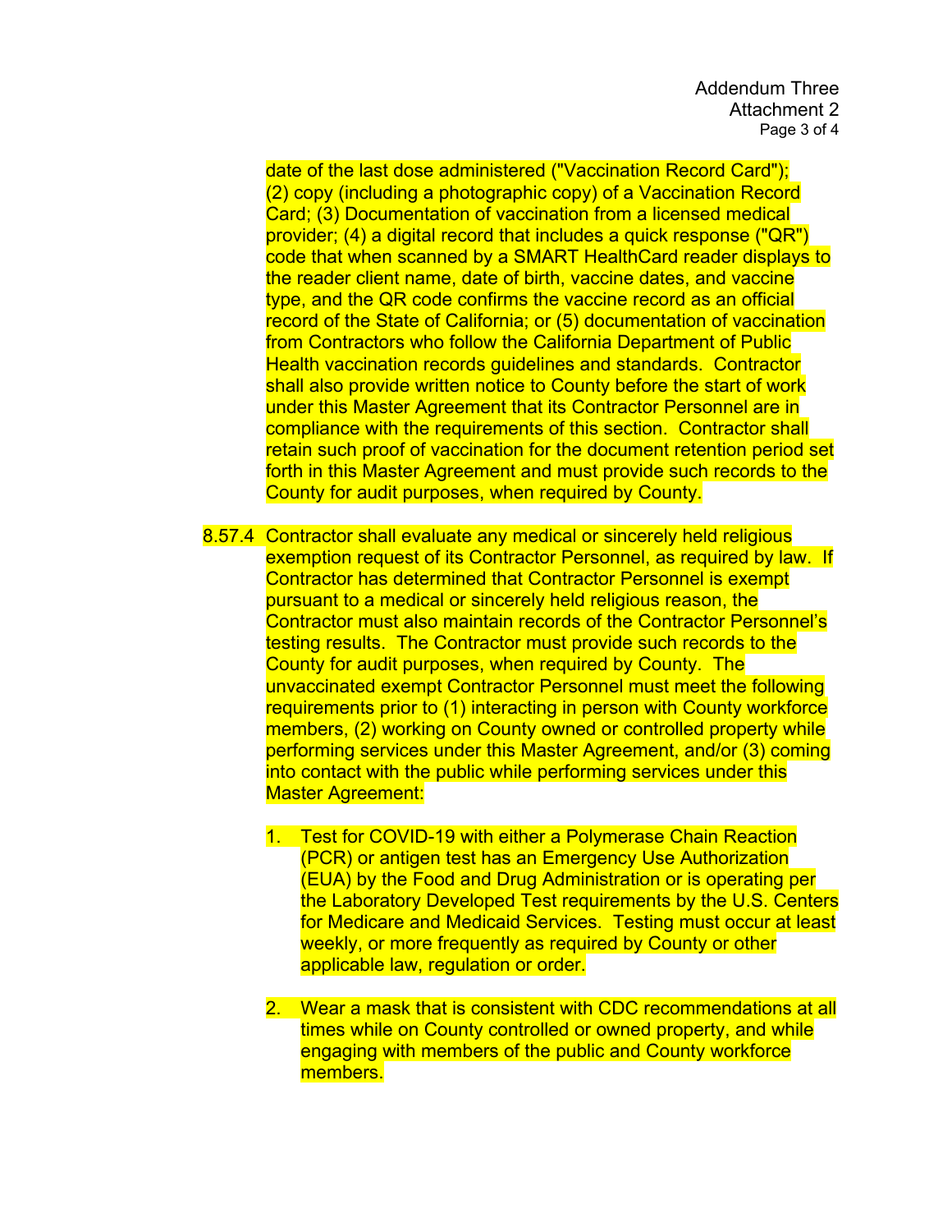date of the last dose administered ("Vaccination Record Card"); (2) copy (including a photographic copy) of a Vaccination Record Card; (3) Documentation of vaccination from a licensed medical provider; (4) a digital record that includes a quick response ("QR") code that when scanned by a SMART HealthCard reader displays to the reader client name, date of birth, vaccine dates, and vaccine type, and the QR code confirms the vaccine record as an official record of the State of California; or (5) documentation of vaccination from Contractors who follow the California Department of Public Health vaccination records guidelines and standards. Contractor shall also provide written notice to County before the start of work under this Master Agreement that its Contractor Personnel are in compliance with the requirements of this section. Contractor shall retain such proof of vaccination for the document retention period set forth in this Master Agreement and must provide such records to the County for audit purposes, when required by County.

8.57.4 Contractor shall evaluate any medical or sincerely held religious exemption request of its Contractor Personnel, as required by law. If Contractor has determined that Contractor Personnel is exempt pursuant to a medical or sincerely held religious reason, the Contractor must also maintain records of the Contractor Personnel's testing results. The Contractor must provide such records to the County for audit purposes, when required by County. The unvaccinated exempt Contractor Personnel must meet the following requirements prior to (1) interacting in person with County workforce members, (2) working on County owned or controlled property while performing services under this Master Agreement, and/or (3) coming into contact with the public while performing services under this Master Agreement:

1. Test for COVID-19 with either a Polymerase Chain Reaction (PCR) or antigen test has an Emergency Use Authorization (EUA) by the Food and Drug Administration or is operating per the Laboratory Developed Test requirements by the U.S. Centers for Medicare and Medicaid Services. Testing must occur at least weekly, or more frequently as required by County or other applicable law, regulation or order.

2. Wear a mask that is consistent with CDC recommendations at all times while on County controlled or owned property, and while engaging with members of the public and County workforce members.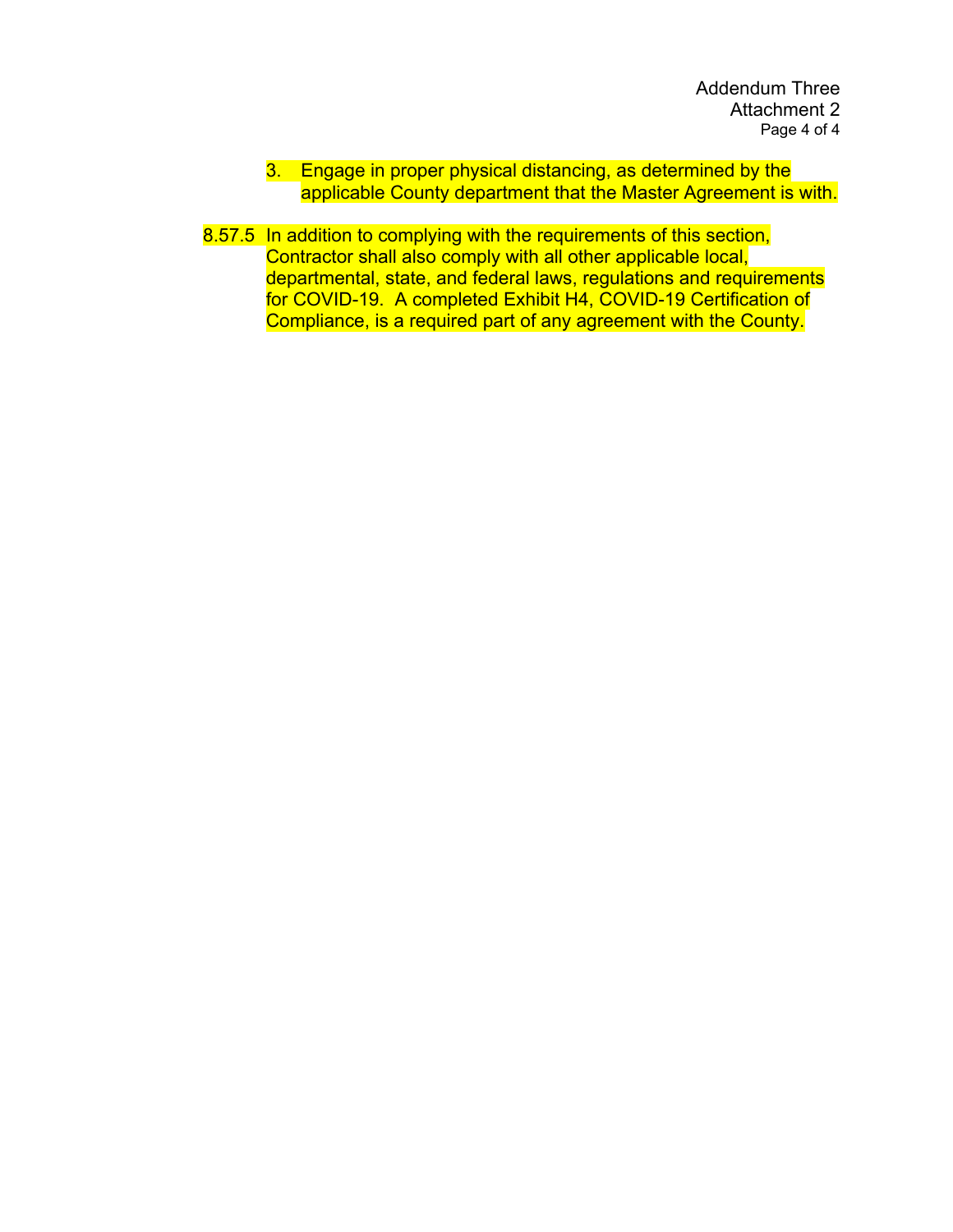3. Engage in proper physical distancing, as determined by the applicable County department that the Master Agreement is with.

8.57.5 In addition to complying with the requirements of this section, Contractor shall also comply with all other applicable local, departmental, state, and federal laws, regulations and requirements for COVID-19. A completed Exhibit H4, COVID-19 Certification of Compliance, is a required part of any agreement with the County.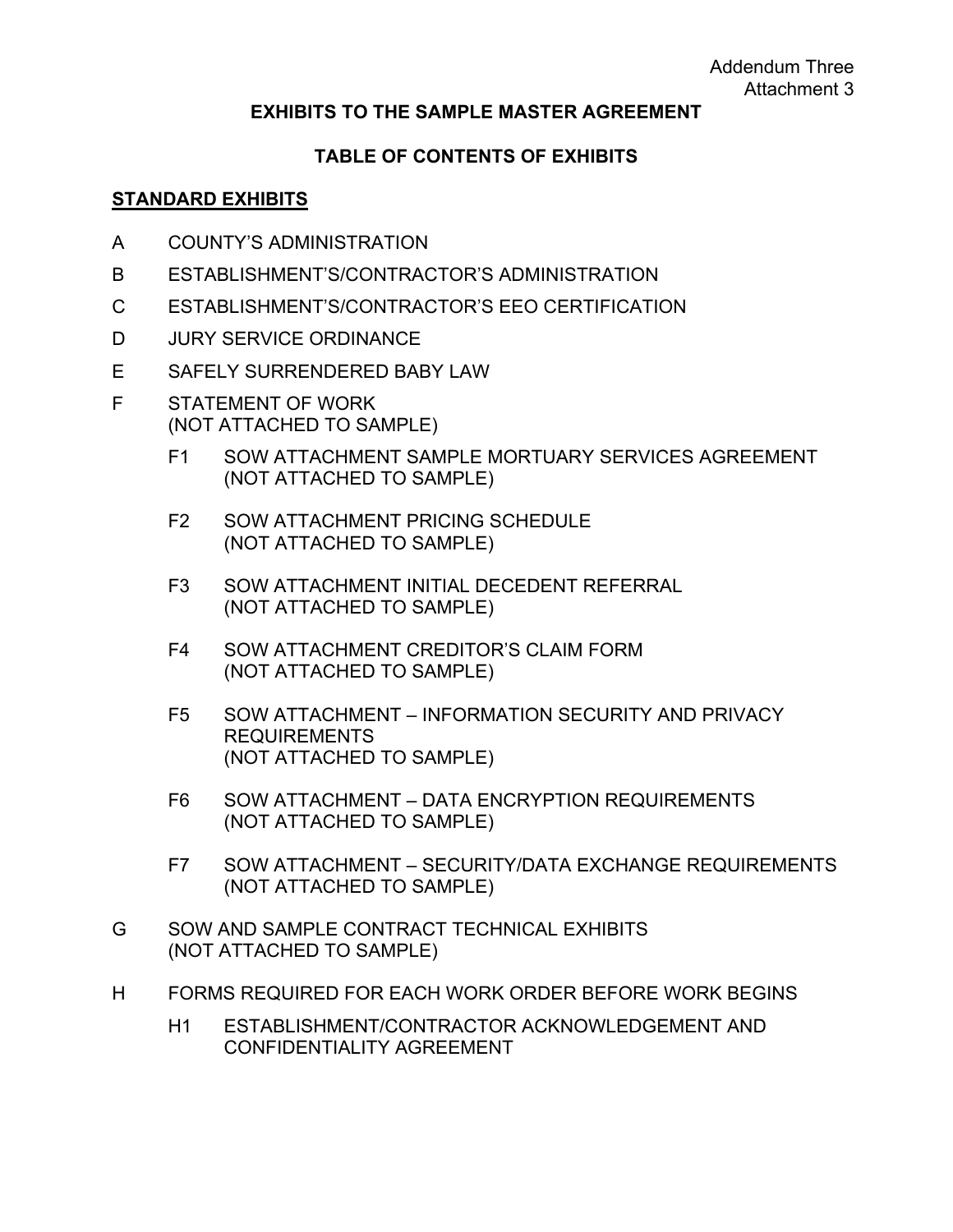Addendum Three
Attachment 3

## EXHIBITS TO THE SAMPLE MASTER AGREEMENT

## TABLE OF CONTENTS OF EXHIBITS

**STANDARD EXHIBITS**

A COUNTY'S ADMINISTRATION

B ESTABLISHMENT'S/CONTRACTOR'S ADMINISTRATION

C ESTABLISHMENT'S/CONTRACTOR'S EEO CERTIFICATION

D JURY SERVICE ORDINANCE

E SAFELY SURRENDERED BABY LAW

F STATEMENT OF WORK
(NOT ATTACHED TO SAMPLE)

- F1 SOW ATTACHMENT SAMPLE MORTUARY SERVICES AGREEMENT
(NOT ATTACHED TO SAMPLE)
- F2 SOW ATTACHMENT PRICING SCHEDULE
(NOT ATTACHED TO SAMPLE)
- F3 SOW ATTACHMENT INITIAL DECEDENT REFERRAL
(NOT ATTACHED TO SAMPLE)
- F4 SOW ATTACHMENT CREDITOR'S CLAIM FORM
(NOT ATTACHED TO SAMPLE)
- F5 SOW ATTACHMENT – INFORMATION SECURITY AND PRIVACY REQUIREMENTS
(NOT ATTACHED TO SAMPLE)
- F6 SOW ATTACHMENT – DATA ENCRYPTION REQUIREMENTS
(NOT ATTACHED TO SAMPLE)
- F7 SOW ATTACHMENT – SECURITY/DATA EXCHANGE REQUIREMENTS
(NOT ATTACHED TO SAMPLE)

G SOW AND SAMPLE CONTRACT TECHNICAL EXHIBITS
(NOT ATTACHED TO SAMPLE)

H FORMS REQUIRED FOR EACH WORK ORDER BEFORE WORK BEGINS

- H1 ESTABLISHMENT/CONTRACTOR ACKNOWLEDGEMENT AND CONFIDENTIALITY AGREEMENT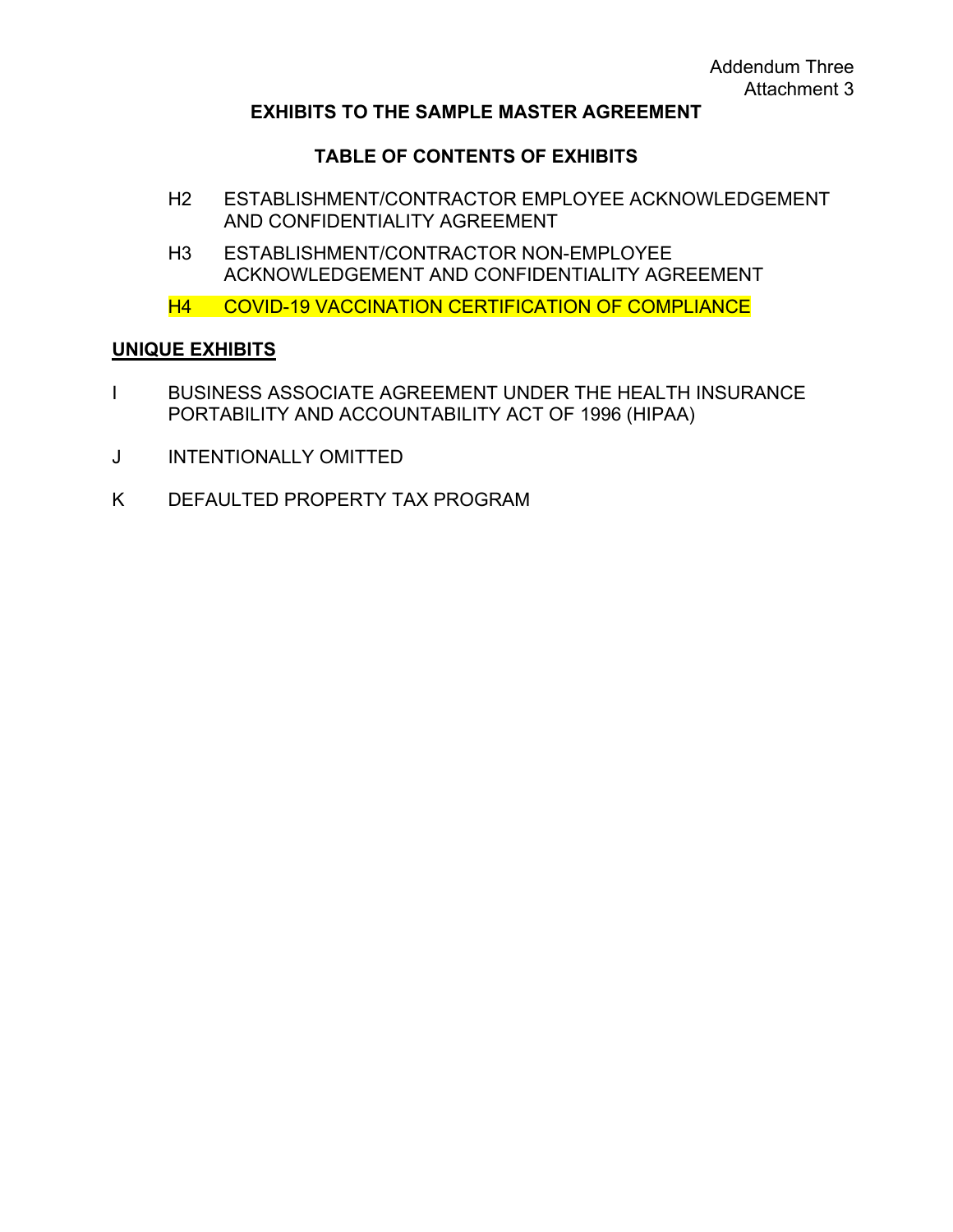Addendum Three
Attachment 3

**EXHIBITS TO THE SAMPLE MASTER AGREEMENT**

**TABLE OF CONTENTS OF EXHIBITS**

H2 ESTABLISHMENT/CONTRACTOR EMPLOYEE ACKNOWLEDGEMENT AND CONFIDENTIALITY AGREEMENT

H3 ESTABLISHMENT/CONTRACTOR NON-EMPLOYEE ACKNOWLEDGEMENT AND CONFIDENTIALITY AGREEMENT

H4 COVID-19 VACCINATION CERTIFICATION OF COMPLIANCE

**UNIQUE EXHIBITS**

I BUSINESS ASSOCIATE AGREEMENT UNDER THE HEALTH INSURANCE PORTABILITY AND ACCOUNTABILITY ACT OF 1996 (HIPAA)

J INTENTIONALLY OMITTED

K DEFAULTED PROPERTY TAX PROGRAM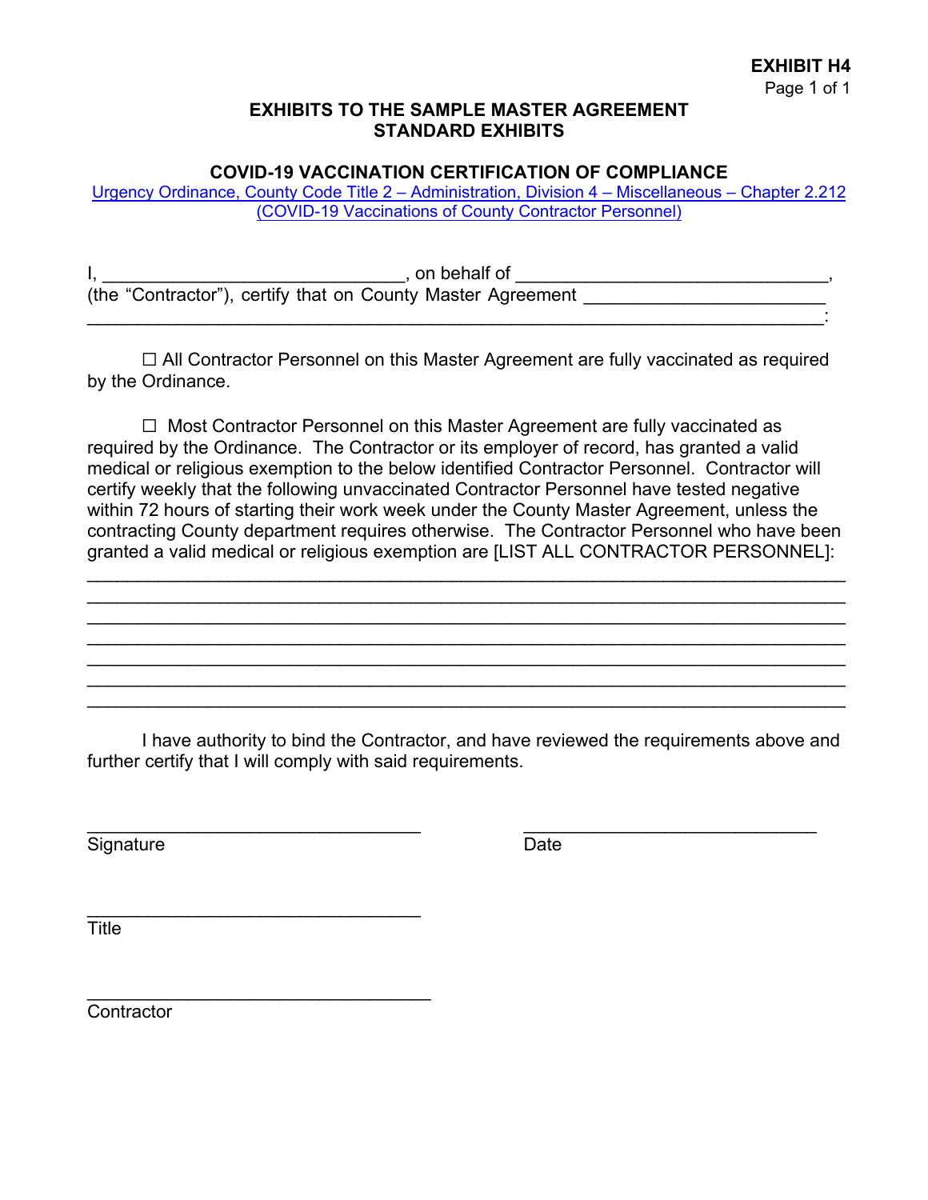**EXHIBIT H4**

# EXHIBITS TO THE SAMPLE MASTER AGREEMENT
# STANDARD EXHIBITS

## COVID-19 VACCINATION CERTIFICATION OF COMPLIANCE

Urgency Ordinance, County Code Title 2 – Administration, Division 4 – Miscellaneous – Chapter 2.212 (COVID-19 Vaccinations of County Contractor Personnel)

I, ______________________________, on behalf of ______________________________, (the "Contractor"), certify that on County Master Agreement ________________________ ________________________________________________________________________:

☐ All Contractor Personnel on this Master Agreement are fully vaccinated as required by the Ordinance.

☐ Most Contractor Personnel on this Master Agreement are fully vaccinated as required by the Ordinance. The Contractor or its employer of record, has granted a valid medical or religious exemption to the below identified Contractor Personnel. Contractor will certify weekly that the following unvaccinated Contractor Personnel have tested negative within 72 hours of starting their work week under the County Master Agreement, unless the contracting County department requires otherwise. The Contractor Personnel who have been granted a valid medical or religious exemption are [LIST ALL CONTRACTOR PERSONNEL]:

________________________________________________________________________
________________________________________________________________________
________________________________________________________________________
________________________________________________________________________
________________________________________________________________________
________________________________________________________________________
________________________________________________________________________

I have authority to bind the Contractor, and have reviewed the requirements above and further certify that I will comply with said requirements.

________________________________ ________________________________
Signature Date

________________________________
Title

________________________________
Contractor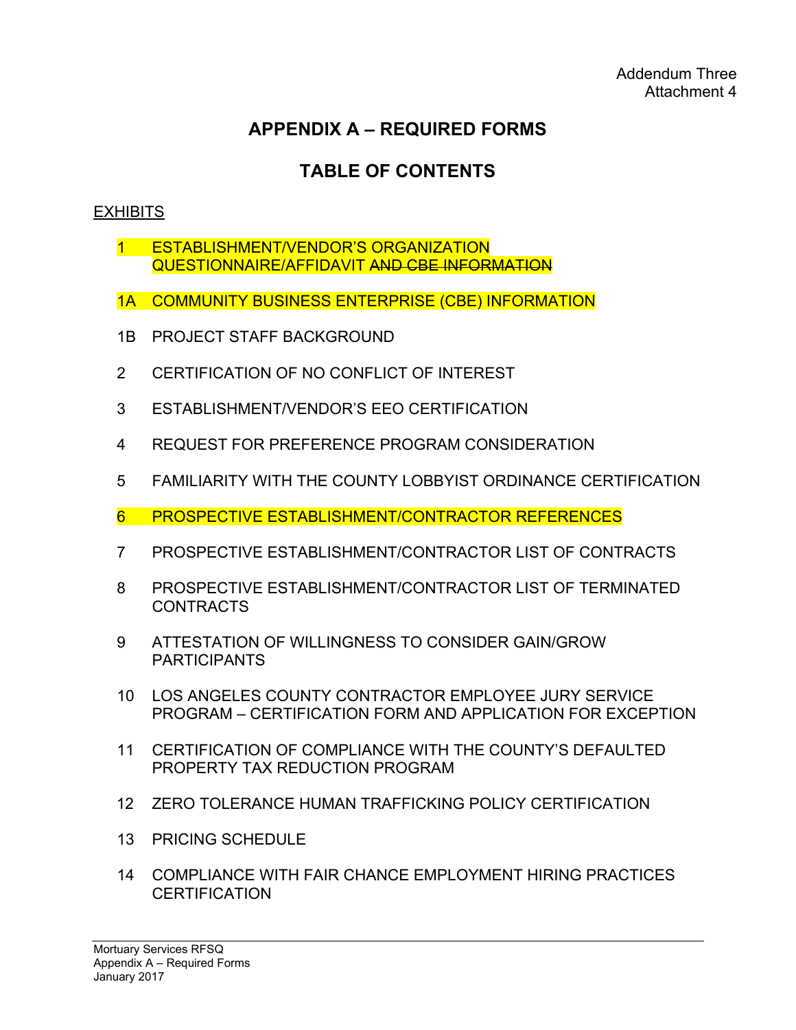Addendum Three
Attachment 4

# APPENDIX A – REQUIRED FORMS

## TABLE OF CONTENTS

<u>EXHIBITS</u>

1 ESTABLISHMENT/VENDOR'S ORGANIZATION QUESTIONNAIRE/AFFIDAVIT ~~AND CBE INFORMATION~~

1A COMMUNITY BUSINESS ENTERPRISE (CBE) INFORMATION

1B PROJECT STAFF BACKGROUND

2 CERTIFICATION OF NO CONFLICT OF INTEREST

3 ESTABLISHMENT/VENDOR'S EEO CERTIFICATION

4 REQUEST FOR PREFERENCE PROGRAM CONSIDERATION

5 FAMILIARITY WITH THE COUNTY LOBBYIST ORDINANCE CERTIFICATION

6 PROSPECTIVE ESTABLISHMENT/CONTRACTOR REFERENCES

7 PROSPECTIVE ESTABLISHMENT/CONTRACTOR LIST OF CONTRACTS

8 PROSPECTIVE ESTABLISHMENT/CONTRACTOR LIST OF TERMINATED CONTRACTS

9 ATTESTATION OF WILLINGNESS TO CONSIDER GAIN/GROW PARTICIPANTS

10 LOS ANGELES COUNTY CONTRACTOR EMPLOYEE JURY SERVICE PROGRAM – CERTIFICATION FORM AND APPLICATION FOR EXCEPTION

11 CERTIFICATION OF COMPLIANCE WITH THE COUNTY'S DEFAULTED PROPERTY TAX REDUCTION PROGRAM

12 ZERO TOLERANCE HUMAN TRAFFICKING POLICY CERTIFICATION

13 PRICING SCHEDULE

14 COMPLIANCE WITH FAIR CHANCE EMPLOYMENT HIRING PRACTICES CERTIFICATION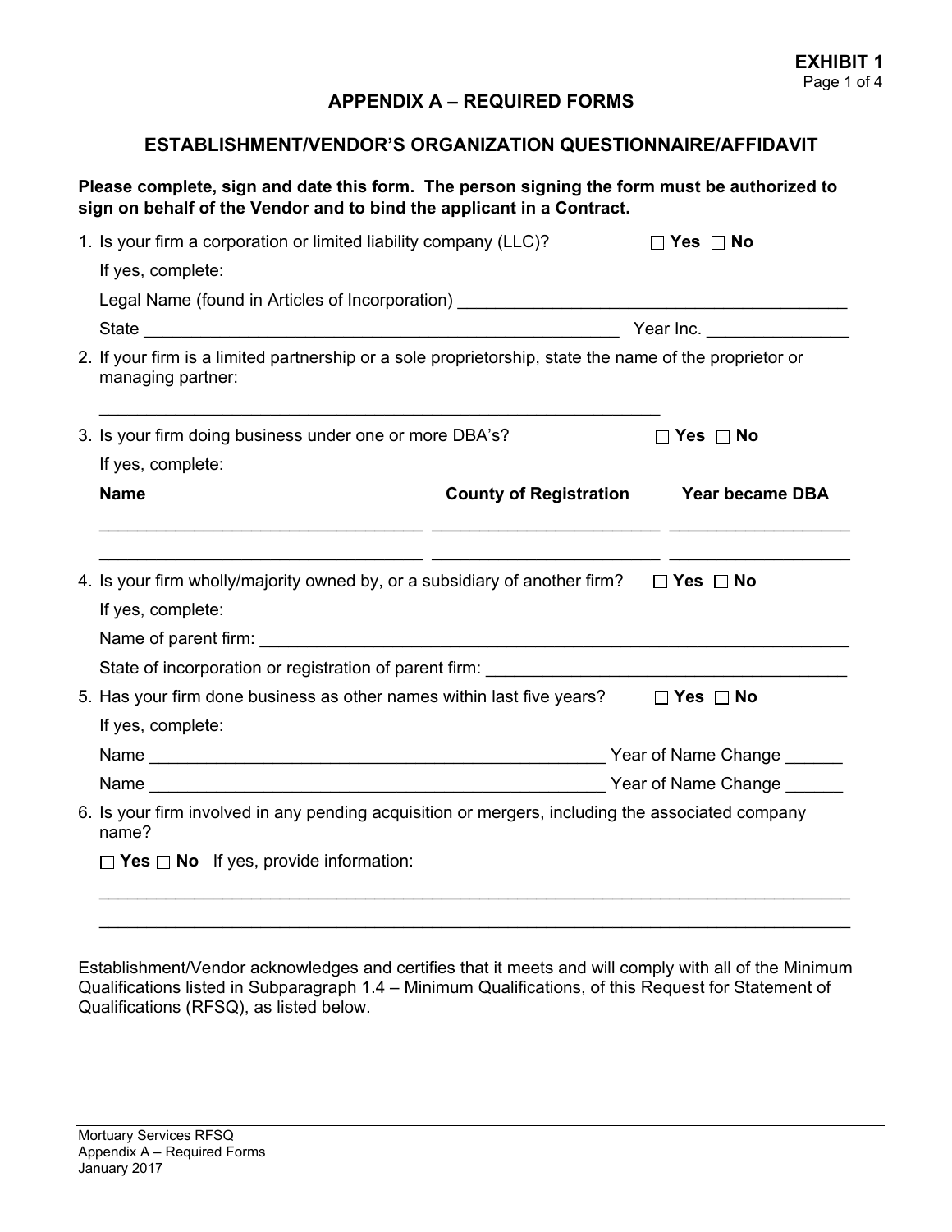**EXHIBIT 1**

## APPENDIX A – REQUIRED FORMS

### ESTABLISHMENT/VENDOR'S ORGANIZATION QUESTIONNAIRE/AFFIDAVIT

**Please complete, sign and date this form. The person signing the form must be authorized to sign on behalf of the Vendor and to bind the applicant in a Contract.**

1. Is your firm a corporation or limited liability company (LLC)? ☐ **Yes** ☐ **No**

   If yes, complete:

   Legal Name (found in Articles of Incorporation) ________________________________________

   State ____________________________________________________ Year Inc. _______________

2. If your firm is a limited partnership or a sole proprietorship, state the name of the proprietor or managing partner:

   _____________________________________________________________

3. Is your firm doing business under one or more DBA's? ☐ **Yes** ☐ **No**

   If yes, complete:

   | **Name** | **County of Registration** | **Year became DBA** |
   |---|---|---|
   | | | |
   | | | |

4. Is your firm wholly/majority owned by, or a subsidiary of another firm? ☐ **Yes** ☐ **No**

   If yes, complete:

   Name of parent firm: ____________________________________________________________

   State of incorporation or registration of parent firm: _____________________________________

5. Has your firm done business as other names within last five years? ☐ **Yes** ☐ **No**

   If yes, complete:

   Name _________________________________________________ Year of Name Change ______

   Name _________________________________________________ Year of Name Change ______

6. Is your firm involved in any pending acquisition or mergers, including the associated company name?

   ☐ **Yes** ☐ **No** If yes, provide information:

   ______________________________________________________________________________

   ______________________________________________________________________________

Establishment/Vendor acknowledges and certifies that it meets and will comply with all of the Minimum Qualifications listed in Subparagraph 1.4 – Minimum Qualifications, of this Request for Statement of Qualifications (RFSQ), as listed below.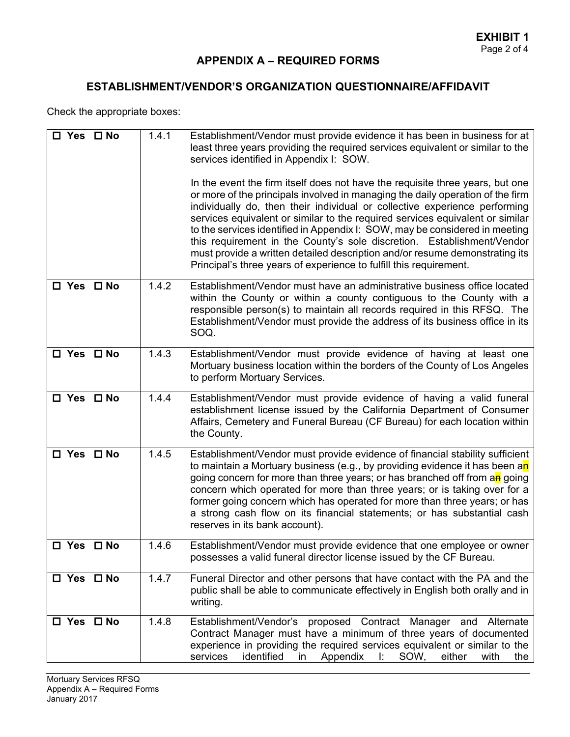**EXHIBIT 1**

## APPENDIX A – REQUIRED FORMS

### ESTABLISHMENT/VENDOR'S ORGANIZATION QUESTIONNAIRE/AFFIDAVIT

Check the appropriate boxes:

| | | |
|---|---|---|
| ☐ Yes ☐ No | 1.4.1 | Establishment/Vendor must provide evidence it has been in business for at least three years providing the required services equivalent or similar to the services identified in Appendix I: SOW.<br><br>In the event the firm itself does not have the requisite three years, but one or more of the principals involved in managing the daily operation of the firm individually do, then their individual or collective experience performing services equivalent or similar to the required services equivalent or similar to the services identified in Appendix I: SOW, may be considered in meeting this requirement in the County's sole discretion. Establishment/Vendor must provide a written detailed description and/or resume demonstrating its Principal's three years of experience to fulfill this requirement. |
| ☐ Yes ☐ No | 1.4.2 | Establishment/Vendor must have an administrative business office located within the County or within a county contiguous to the County with a responsible person(s) to maintain all records required in this RFSQ. The Establishment/Vendor must provide the address of its business office in its SOQ. |
| ☐ Yes ☐ No | 1.4.3 | Establishment/Vendor must provide evidence of having at least one Mortuary business location within the borders of the County of Los Angeles to perform Mortuary Services. |
| ☐ Yes ☐ No | 1.4.4 | Establishment/Vendor must provide evidence of having a valid funeral establishment license issued by the California Department of Consumer Affairs, Cemetery and Funeral Bureau (CF Bureau) for each location within the County. |
| ☐ Yes ☐ No | 1.4.5 | Establishment/Vendor must provide evidence of financial stability sufficient to maintain a Mortuary business (e.g., by providing evidence it has been an going concern for more than three years; or has branched off from an going concern which operated for more than three years; or is taking over for a former going concern which has operated for more than three years; or has a strong cash flow on its financial statements; or has substantial cash reserves in its bank account). |
| ☐ Yes ☐ No | 1.4.6 | Establishment/Vendor must provide evidence that one employee or owner possesses a valid funeral director license issued by the CF Bureau. |
| ☐ Yes ☐ No | 1.4.7 | Funeral Director and other persons that have contact with the PA and the public shall be able to communicate effectively in English both orally and in writing. |
| ☐ Yes ☐ No | 1.4.8 | Establishment/Vendor's proposed Contract Manager and Alternate Contract Manager must have a minimum of three years of documented experience in providing the required services equivalent or similar to the services identified in Appendix I: SOW, either with the |

Mortuary Services RFSQ
Appendix A – Required Forms
January 2017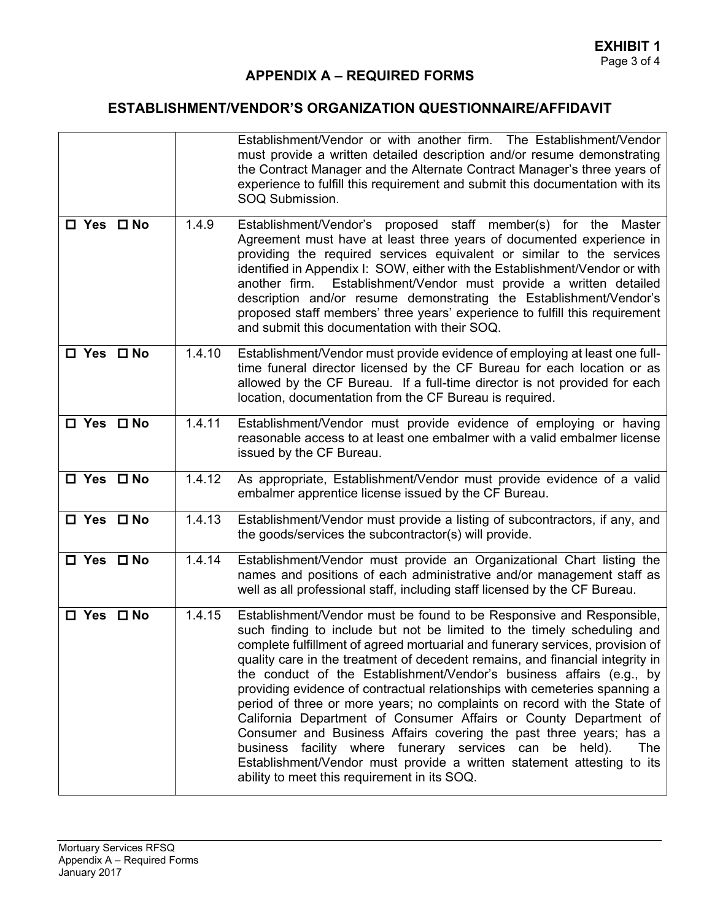**EXHIBIT 1**

## APPENDIX A – REQUIRED FORMS

### ESTABLISHMENT/VENDOR'S ORGANIZATION QUESTIONNAIRE/AFFIDAVIT

| | | |
|---|---|---|
| | | Establishment/Vendor or with another firm. The Establishment/Vendor must provide a written detailed description and/or resume demonstrating the Contract Manager and the Alternate Contract Manager's three years of experience to fulfill this requirement and submit this documentation with its SOQ Submission. |
| ☐ Yes ☐ No | 1.4.9 | Establishment/Vendor's proposed staff member(s) for the Master Agreement must have at least three years of documented experience in providing the required services equivalent or similar to the services identified in Appendix I: SOW, either with the Establishment/Vendor or with another firm. Establishment/Vendor must provide a written detailed description and/or resume demonstrating the Establishment/Vendor's proposed staff members' three years' experience to fulfill this requirement and submit this documentation with their SOQ. |
| ☐ Yes ☐ No | 1.4.10 | Establishment/Vendor must provide evidence of employing at least one full-time funeral director licensed by the CF Bureau for each location or as allowed by the CF Bureau. If a full-time director is not provided for each location, documentation from the CF Bureau is required. |
| ☐ Yes ☐ No | 1.4.11 | Establishment/Vendor must provide evidence of employing or having reasonable access to at least one embalmer with a valid embalmer license issued by the CF Bureau. |
| ☐ Yes ☐ No | 1.4.12 | As appropriate, Establishment/Vendor must provide evidence of a valid embalmer apprentice license issued by the CF Bureau. |
| ☐ Yes ☐ No | 1.4.13 | Establishment/Vendor must provide a listing of subcontractors, if any, and the goods/services the subcontractor(s) will provide. |
| ☐ Yes ☐ No | 1.4.14 | Establishment/Vendor must provide an Organizational Chart listing the names and positions of each administrative and/or management staff as well as all professional staff, including staff licensed by the CF Bureau. |
| ☐ Yes ☐ No | 1.4.15 | Establishment/Vendor must be found to be Responsive and Responsible, such finding to include but not be limited to the timely scheduling and complete fulfillment of agreed mortuarial and funerary services, provision of quality care in the treatment of decedent remains, and financial integrity in the conduct of the Establishment/Vendor's business affairs (e.g., by providing evidence of contractual relationships with cemeteries spanning a period of three or more years; no complaints on record with the State of California Department of Consumer Affairs or County Department of Consumer and Business Affairs covering the past three years; has a business facility where funerary services can be held). The Establishment/Vendor must provide a written statement attesting to its ability to meet this requirement in its SOQ. |

Mortuary Services RFSQ
Appendix A – Required Forms
January 2017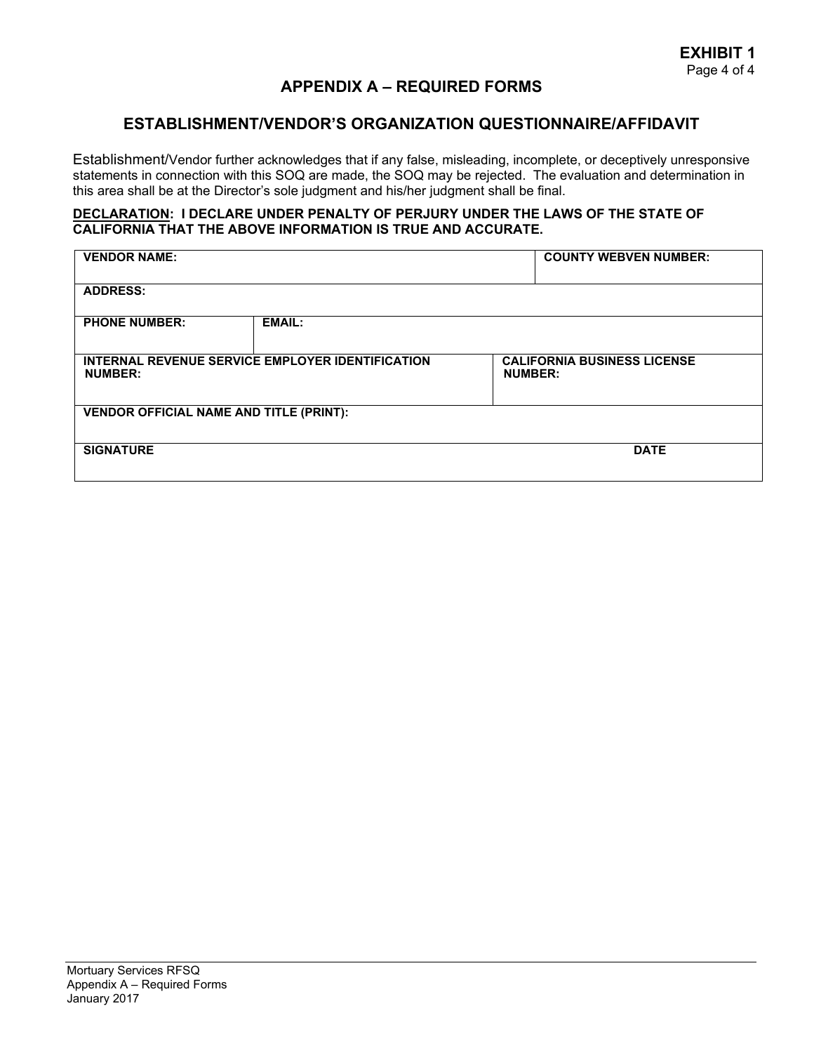**EXHIBIT 1**

## APPENDIX A – REQUIRED FORMS

## ESTABLISHMENT/VENDOR'S ORGANIZATION QUESTIONNAIRE/AFFIDAVIT

Establishment/Vendor further acknowledges that if any false, misleading, incomplete, or deceptively unresponsive statements in connection with this SOQ are made, the SOQ may be rejected. The evaluation and determination in this area shall be at the Director's sole judgment and his/her judgment shall be final.

**DECLARATION: I DECLARE UNDER PENALTY OF PERJURY UNDER THE LAWS OF THE STATE OF CALIFORNIA THAT THE ABOVE INFORMATION IS TRUE AND ACCURATE.**

| | | |
|---|---|---|
| **VENDOR NAME:** | | **COUNTY WEBVEN NUMBER:** |
| **ADDRESS:** | | |
| **PHONE NUMBER:** | **EMAIL:** | |
| **INTERNAL REVENUE SERVICE EMPLOYER IDENTIFICATION NUMBER:** | | **CALIFORNIA BUSINESS LICENSE NUMBER:** |
| **VENDOR OFFICIAL NAME AND TITLE (PRINT):** | | |
| **SIGNATURE** | | **DATE** |

Mortuary Services RFSQ
Appendix A – Required Forms
January 2017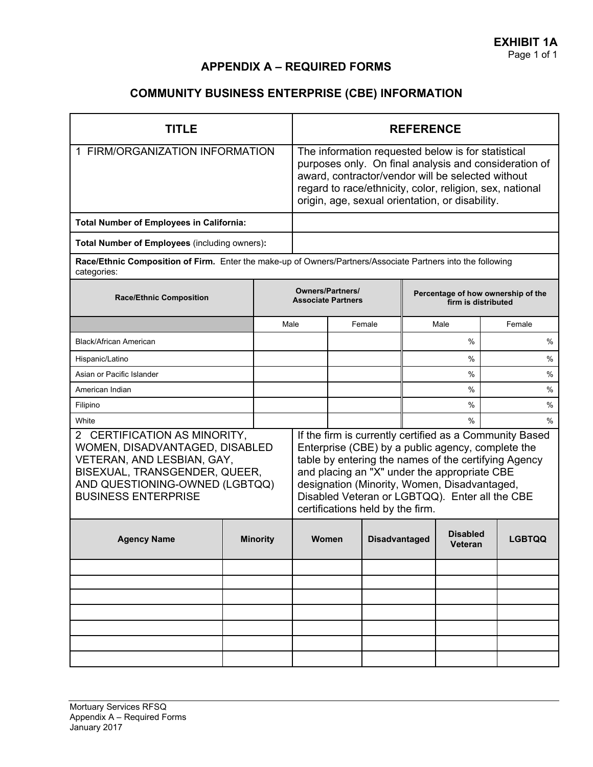**EXHIBIT 1A**

## APPENDIX A – REQUIRED FORMS

## COMMUNITY BUSINESS ENTERPRISE (CBE) INFORMATION

| TITLE | REFERENCE |
|---|---|
| 1 FIRM/ORGANIZATION INFORMATION | The information requested below is for statistical purposes only. On final analysis and consideration of award, contractor/vendor will be selected without regard to race/ethnicity, color, religion, sex, national origin, age, sexual orientation, or disability. |
| **Total Number of Employees in California:** | |
| **Total Number of Employees** (including owners)**:** | |

**Race/Ethnic Composition of Firm.** Enter the make-up of Owners/Partners/Associate Partners into the following categories:

| Race/Ethnic Composition | Owners/Partners/ Associate Partners | | Percentage of how ownership of the firm is distributed | |
|---|---|---|---|---|
| | Male | Female | Male | Female |
| Black/African American | | | % | % |
| Hispanic/Latino | | | % | % |
| Asian or Pacific Islander | | | % | % |
| American Indian | | | % | % |
| Filipino | | | % | % |
| White | | | % | % |

| 2 CERTIFICATION AS MINORITY, WOMEN, DISADVANTAGED, DISABLED VETERAN, AND LESBIAN, GAY, BISEXUAL, TRANSGENDER, QUEER, AND QUESTIONING-OWNED (LGBTQQ) BUSINESS ENTERPRISE | If the firm is currently certified as a Community Based Enterprise (CBE) by a public agency, complete the table by entering the names of the certifying Agency and placing an "X" under the appropriate CBE designation (Minority, Women, Disadvantaged, Disabled Veteran or LGBTQQ). Enter all the CBE certifications held by the firm. |
|---|---|

| Agency Name | Minority | Women | Disadvantaged | Disabled Veteran | LGBTQQ |
|---|---|---|---|---|---|
| | | | | | |
| | | | | | |
| | | | | | |
| | | | | | |
| | | | | | |
| | | | | | |
| | | | | | |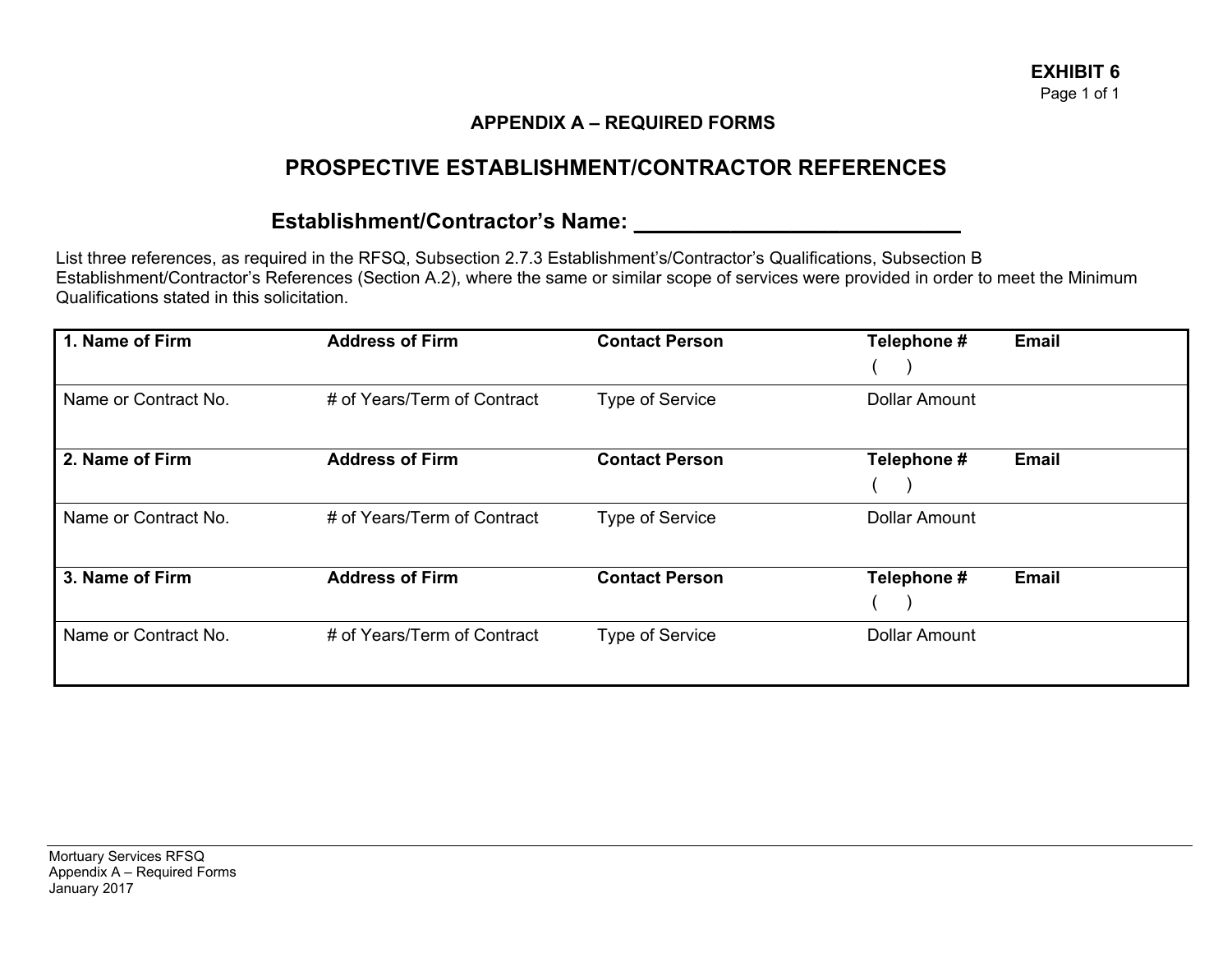**EXHIBIT 6**

Page 1 of 1

### APPENDIX A – REQUIRED FORMS

## PROSPECTIVE ESTABLISHMENT/CONTRACTOR REFERENCES

### Establishment/Contractor's Name: ___________________________

List three references, as required in the RFSQ, Subsection 2.7.3 Establishment's/Contractor's Qualifications, Subsection B Establishment/Contractor's References (Section A.2), where the same or similar scope of services were provided in order to meet the Minimum Qualifications stated in this solicitation.

| | | | | |
|---|---|---|---|---|
| **1. Name of Firm** | **Address of Firm** | **Contact Person** | **Telephone #** ( ) | **Email** |
| Name or Contract No. | # of Years/Term of Contract | Type of Service | Dollar Amount | |
| **2. Name of Firm** | **Address of Firm** | **Contact Person** | **Telephone #** ( ) | **Email** |
| Name or Contract No. | # of Years/Term of Contract | Type of Service | Dollar Amount | |
| **3. Name of Firm** | **Address of Firm** | **Contact Person** | **Telephone #** ( ) | **Email** |
| Name or Contract No. | # of Years/Term of Contract | Type of Service | Dollar Amount | |

Mortuary Services RFSQ
Appendix A – Required Forms
January 2017